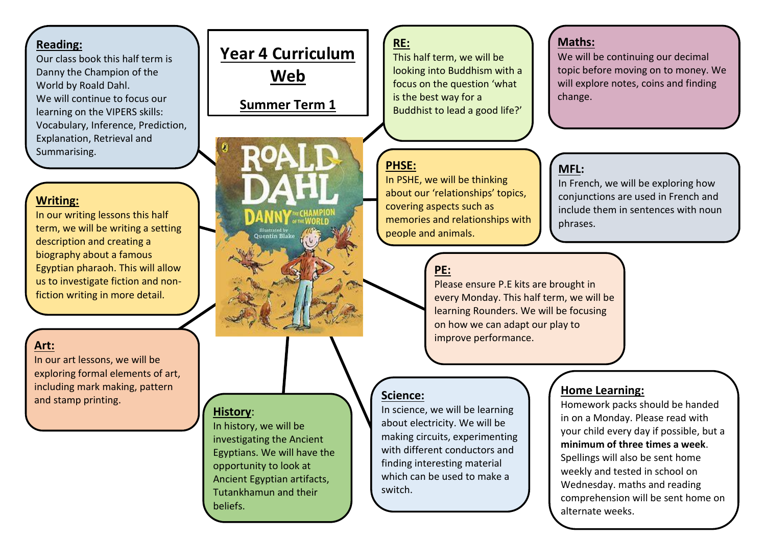# Year 4 Curriculum Web

## Summer Term 1

### Reading:

Our class book this half term is Danny the Champion of the World by Roald Dahl.
We will continue to focus our learning on the VIPERS skills: Vocabulary, Inference, Prediction, Explanation, Retrieval and Summarising.

### Writing:

In our writing lessons this half term, we will be writing a setting description and creating a biography about a famous Egyptian pharaoh. This will allow us to investigate fiction and non-fiction writing in more detail.

### Art:

In our art lessons, we will be exploring formal elements of art, including mark making, pattern and stamp printing.

### History:

In history, we will be investigating the Ancient Egyptians. We will have the opportunity to look at Ancient Egyptian artifacts, Tutankhamun and their beliefs.

### RE:

This half term, we will be looking into Buddhism with a focus on the question 'what is the best way for a Buddhist to lead a good life?'

### Maths:

We will be continuing our decimal topic before moving on to money. We will explore notes, coins and finding change.

### PHSE:

In PSHE, we will be thinking about our 'relationships' topics, covering aspects such as memories and relationships with people and animals.

### MFL:

In French, we will be exploring how conjunctions are used in French and include them in sentences with noun phrases.

### PE:

Please ensure P.E kits are brought in every Monday. This half term, we will be learning Rounders. We will be focusing on how we can adapt our play to improve performance.

### Science:

In science, we will be learning about electricity. We will be making circuits, experimenting with different conductors and finding interesting material which can be used to make a switch.

### Home Learning:

Homework packs should be handed in on a Monday. Please read with your child every day if possible, but a **minimum of three times a week**. Spellings will also be sent home weekly and tested in school on Wednesday. maths and reading comprehension will be sent home on alternate weeks.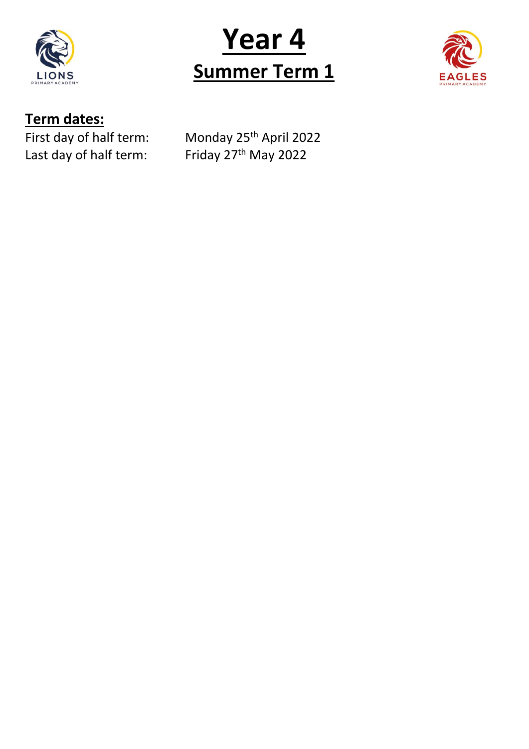# Year 4

## Summer Term 1

**Term dates:**

First day of half term: Monday 25th April 2022

Last day of half term: Friday 27th May 2022